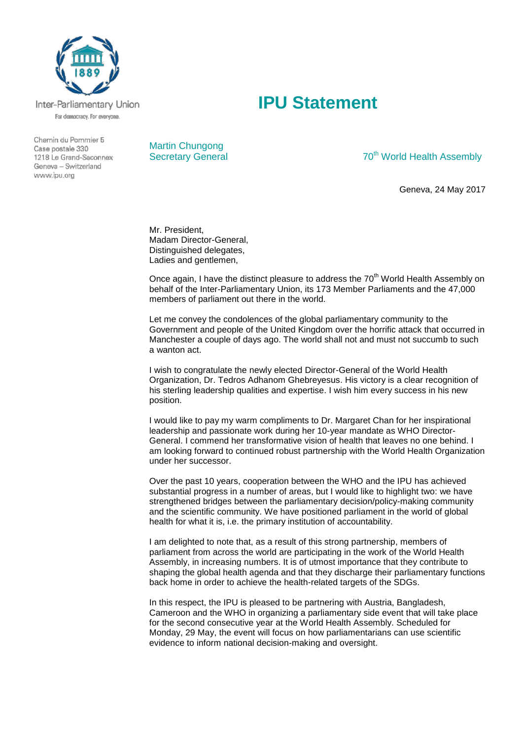Inter-Parliamentary Union

For democracy. For everyone.

Chemin du Pommier 5
Case postale 330
1218 Le Grand-Saconnex
Geneva – Switzerland
www.ipu.org

# IPU Statement

Martin Chungong
Secretary General

70th World Health Assembly

Geneva, 24 May 2017

Mr. President,
Madam Director-General,
Distinguished delegates,
Ladies and gentlemen,

Once again, I have the distinct pleasure to address the 70th World Health Assembly on behalf of the Inter-Parliamentary Union, its 173 Member Parliaments and the 47,000 members of parliament out there in the world.

Let me convey the condolences of the global parliamentary community to the Government and people of the United Kingdom over the horrific attack that occurred in Manchester a couple of days ago. The world shall not and must not succumb to such a wanton act.

I wish to congratulate the newly elected Director-General of the World Health Organization, Dr. Tedros Adhanom Ghebreyesus. His victory is a clear recognition of his sterling leadership qualities and expertise. I wish him every success in his new position.

I would like to pay my warm compliments to Dr. Margaret Chan for her inspirational leadership and passionate work during her 10-year mandate as WHO Director-General. I commend her transformative vision of health that leaves no one behind. I am looking forward to continued robust partnership with the World Health Organization under her successor.

Over the past 10 years, cooperation between the WHO and the IPU has achieved substantial progress in a number of areas, but I would like to highlight two: we have strengthened bridges between the parliamentary decision/policy-making community and the scientific community. We have positioned parliament in the world of global health for what it is, i.e. the primary institution of accountability.

I am delighted to note that, as a result of this strong partnership, members of parliament from across the world are participating in the work of the World Health Assembly, in increasing numbers. It is of utmost importance that they contribute to shaping the global health agenda and that they discharge their parliamentary functions back home in order to achieve the health-related targets of the SDGs.

In this respect, the IPU is pleased to be partnering with Austria, Bangladesh, Cameroon and the WHO in organizing a parliamentary side event that will take place for the second consecutive year at the World Health Assembly. Scheduled for Monday, 29 May, the event will focus on how parliamentarians can use scientific evidence to inform national decision-making and oversight.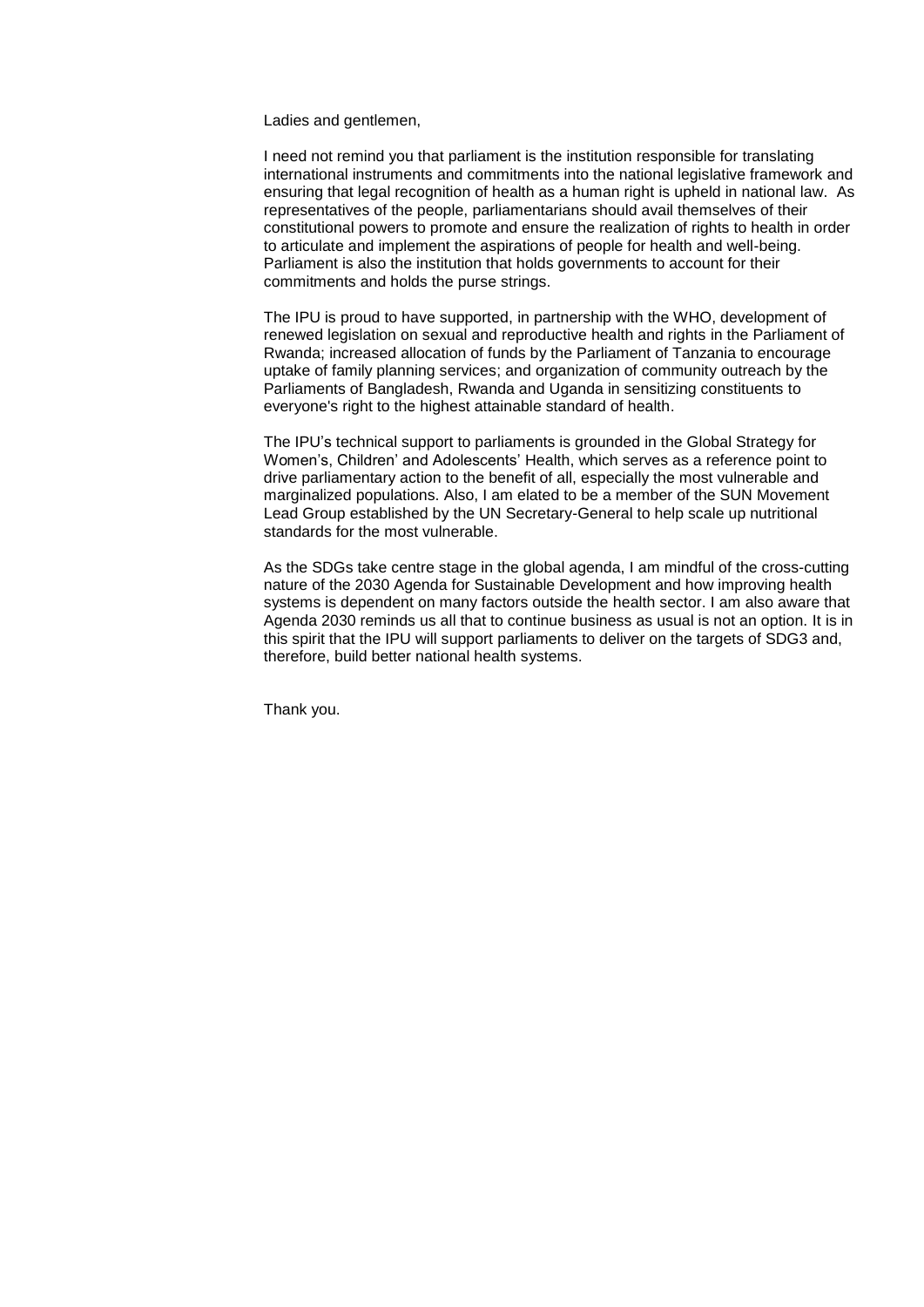Ladies and gentlemen,

I need not remind you that parliament is the institution responsible for translating international instruments and commitments into the national legislative framework and ensuring that legal recognition of health as a human right is upheld in national law. As representatives of the people, parliamentarians should avail themselves of their constitutional powers to promote and ensure the realization of rights to health in order to articulate and implement the aspirations of people for health and well-being. Parliament is also the institution that holds governments to account for their commitments and holds the purse strings.

The IPU is proud to have supported, in partnership with the WHO, development of renewed legislation on sexual and reproductive health and rights in the Parliament of Rwanda; increased allocation of funds by the Parliament of Tanzania to encourage uptake of family planning services; and organization of community outreach by the Parliaments of Bangladesh, Rwanda and Uganda in sensitizing constituents to everyone's right to the highest attainable standard of health.

The IPU's technical support to parliaments is grounded in the Global Strategy for Women's, Children' and Adolescents' Health, which serves as a reference point to drive parliamentary action to the benefit of all, especially the most vulnerable and marginalized populations. Also, I am elated to be a member of the SUN Movement Lead Group established by the UN Secretary-General to help scale up nutritional standards for the most vulnerable.

As the SDGs take centre stage in the global agenda, I am mindful of the cross-cutting nature of the 2030 Agenda for Sustainable Development and how improving health systems is dependent on many factors outside the health sector. I am also aware that Agenda 2030 reminds us all that to continue business as usual is not an option. It is in this spirit that the IPU will support parliaments to deliver on the targets of SDG3 and, therefore, build better national health systems.

Thank you.